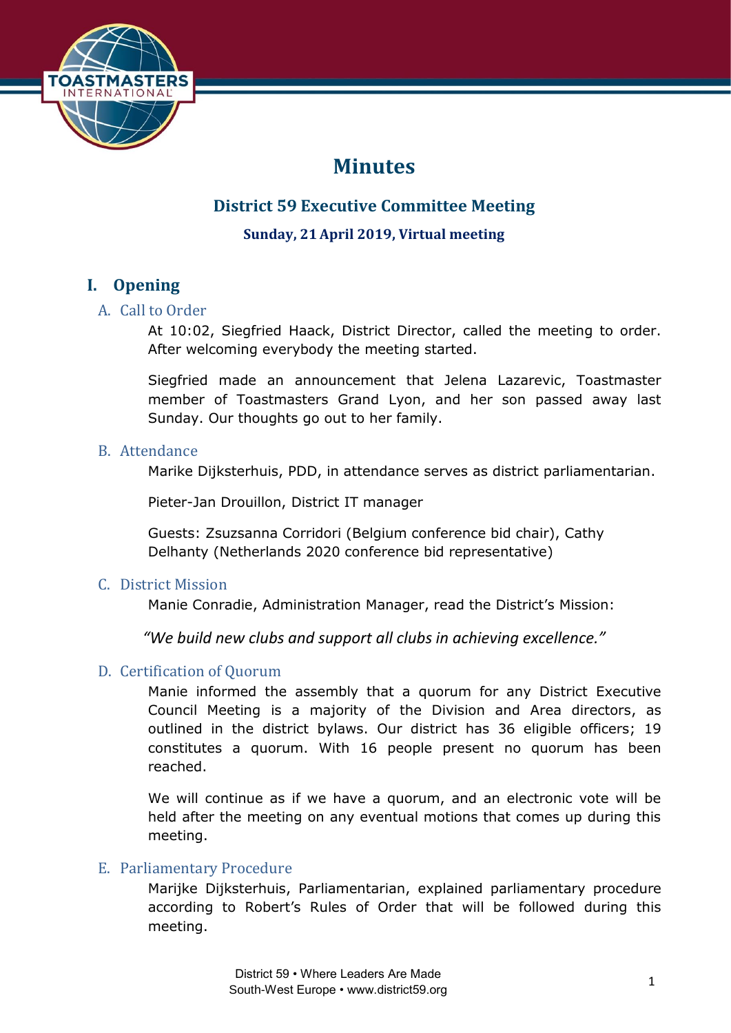# Minutes

## District 59 Executive Committee Meeting

### Sunday, 21 April 2019, Virtual meeting

## I. Opening

### A. Call to Order

At 10:02, Siegfried Haack, District Director, called the meeting to order. After welcoming everybody the meeting started.

Siegfried made an announcement that Jelena Lazarevic, Toastmaster member of Toastmasters Grand Lyon, and her son passed away last Sunday. Our thoughts go out to her family.

### B. Attendance

Marike Dijksterhuis, PDD, in attendance serves as district parliamentarian.

Pieter-Jan Drouillon, District IT manager

Guests: Zsuzsanna Corridori (Belgium conference bid chair), Cathy Delhanty (Netherlands 2020 conference bid representative)

### C. District Mission

Manie Conradie, Administration Manager, read the District's Mission:

*"We build new clubs and support all clubs in achieving excellence."*

### D. Certification of Quorum

Manie informed the assembly that a quorum for any District Executive Council Meeting is a majority of the Division and Area directors, as outlined in the district bylaws. Our district has 36 eligible officers; 19 constitutes a quorum. With 16 people present no quorum has been reached.

We will continue as if we have a quorum, and an electronic vote will be held after the meeting on any eventual motions that comes up during this meeting.

### E. Parliamentary Procedure

Marijke Dijksterhuis, Parliamentarian, explained parliamentary procedure according to Robert's Rules of Order that will be followed during this meeting.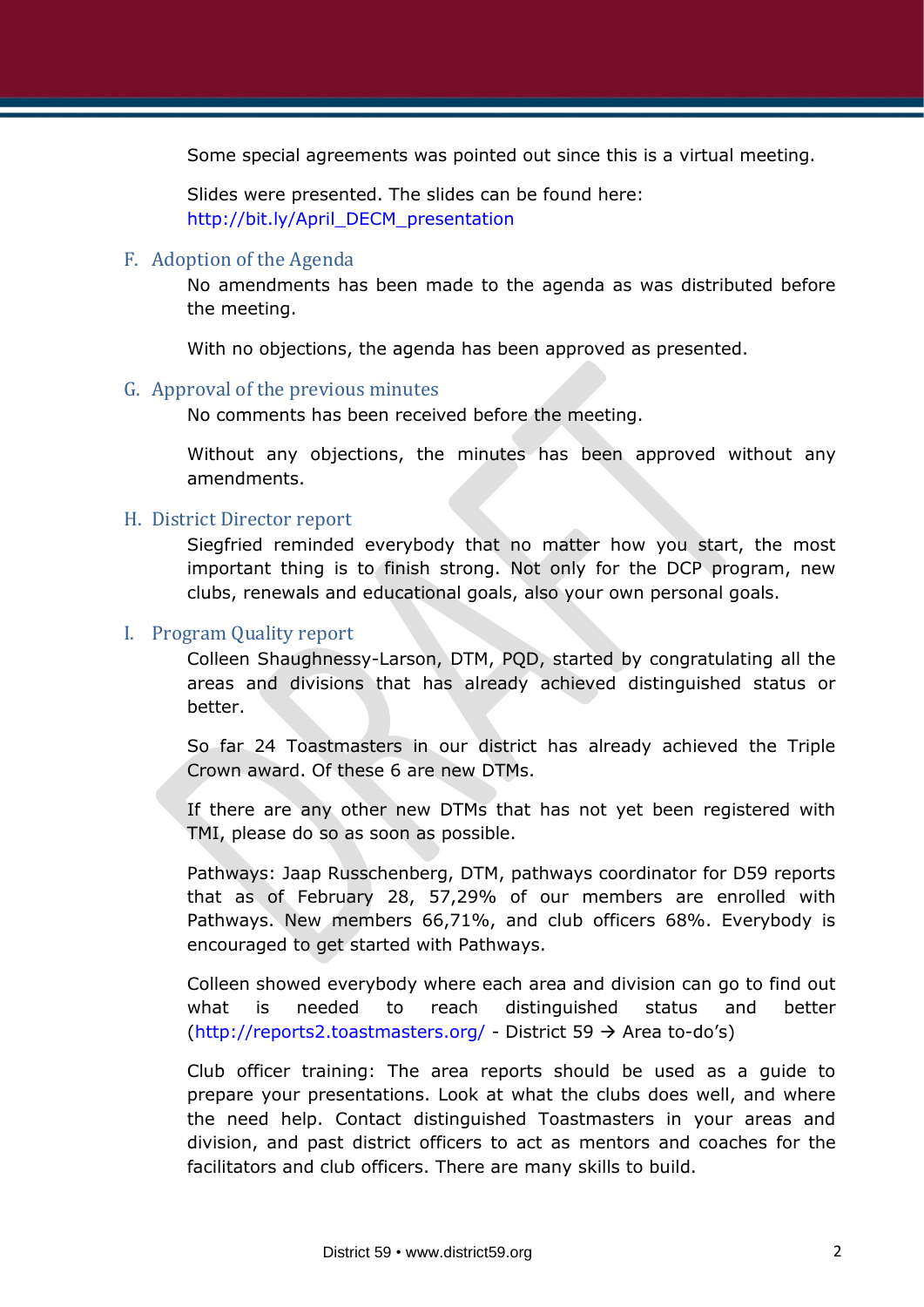Some special agreements was pointed out since this is a virtual meeting.

Slides were presented. The slides can be found here: http://bit.ly/April_DECM_presentation

## F. Adoption of the Agenda

No amendments has been made to the agenda as was distributed before the meeting.

With no objections, the agenda has been approved as presented.

## G. Approval of the previous minutes

No comments has been received before the meeting.

Without any objections, the minutes has been approved without any amendments.

## H. District Director report

Siegfried reminded everybody that no matter how you start, the most important thing is to finish strong. Not only for the DCP program, new clubs, renewals and educational goals, also your own personal goals.

## I. Program Quality report

Colleen Shaughnessy-Larson, DTM, PQD, started by congratulating all the areas and divisions that has already achieved distinguished status or better.

So far 24 Toastmasters in our district has already achieved the Triple Crown award. Of these 6 are new DTMs.

If there are any other new DTMs that has not yet been registered with TMI, please do so as soon as possible.

Pathways: Jaap Russchenberg, DTM, pathways coordinator for D59 reports that as of February 28, 57,29% of our members are enrolled with Pathways. New members 66,71%, and club officers 68%. Everybody is encouraged to get started with Pathways.

Colleen showed everybody where each area and division can go to find out what is needed to reach distinguished status and better (http://reports2.toastmasters.org/ - District 59 → Area to-do's)

Club officer training: The area reports should be used as a guide to prepare your presentations. Look at what the clubs does well, and where the need help. Contact distinguished Toastmasters in your areas and division, and past district officers to act as mentors and coaches for the facilitators and club officers. There are many skills to build.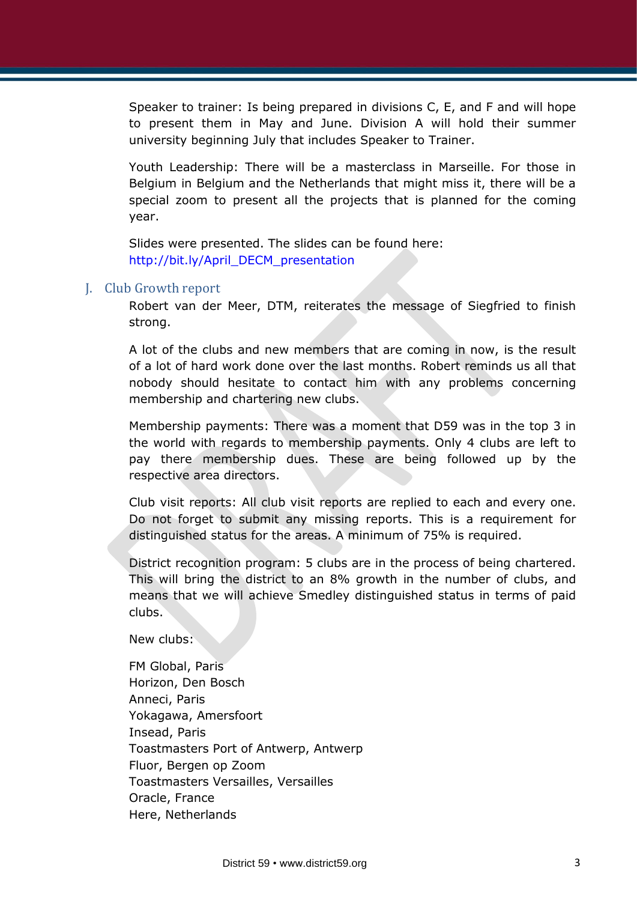Speaker to trainer: Is being prepared in divisions C, E, and F and will hope to present them in May and June. Division A will hold their summer university beginning July that includes Speaker to Trainer.

Youth Leadership: There will be a masterclass in Marseille. For those in Belgium in Belgium and the Netherlands that might miss it, there will be a special zoom to present all the projects that is planned for the coming year.

Slides were presented. The slides can be found here:
http://bit.ly/April_DECM_presentation

## J. Club Growth report

Robert van der Meer, DTM, reiterates the message of Siegfried to finish strong.

A lot of the clubs and new members that are coming in now, is the result of a lot of hard work done over the last months. Robert reminds us all that nobody should hesitate to contact him with any problems concerning membership and chartering new clubs.

Membership payments: There was a moment that D59 was in the top 3 in the world with regards to membership payments. Only 4 clubs are left to pay there membership dues. These are being followed up by the respective area directors.

Club visit reports: All club visit reports are replied to each and every one. Do not forget to submit any missing reports. This is a requirement for distinguished status for the areas. A minimum of 75% is required.

District recognition program: 5 clubs are in the process of being chartered. This will bring the district to an 8% growth in the number of clubs, and means that we will achieve Smedley distinguished status in terms of paid clubs.

New clubs:

FM Global, Paris
Horizon, Den Bosch
Anneci, Paris
Yokagawa, Amersfoort
Insead, Paris
Toastmasters Port of Antwerp, Antwerp
Fluor, Bergen op Zoom
Toastmasters Versailles, Versailles
Oracle, France
Here, Netherlands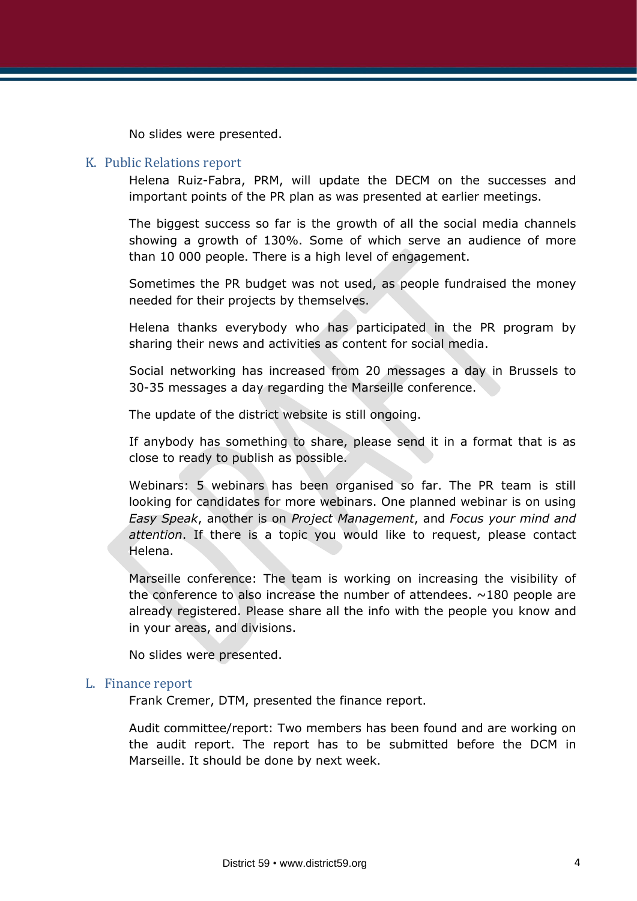No slides were presented.

## K. Public Relations report

Helena Ruiz-Fabra, PRM, will update the DECM on the successes and important points of the PR plan as was presented at earlier meetings.

The biggest success so far is the growth of all the social media channels showing a growth of 130%. Some of which serve an audience of more than 10 000 people. There is a high level of engagement.

Sometimes the PR budget was not used, as people fundraised the money needed for their projects by themselves.

Helena thanks everybody who has participated in the PR program by sharing their news and activities as content for social media.

Social networking has increased from 20 messages a day in Brussels to 30-35 messages a day regarding the Marseille conference.

The update of the district website is still ongoing.

If anybody has something to share, please send it in a format that is as close to ready to publish as possible.

Webinars: 5 webinars has been organised so far. The PR team is still looking for candidates for more webinars. One planned webinar is on using *Easy Speak*, another is on *Project Management*, and *Focus your mind and attention*. If there is a topic you would like to request, please contact Helena.

Marseille conference: The team is working on increasing the visibility of the conference to also increase the number of attendees. ~180 people are already registered. Please share all the info with the people you know and in your areas, and divisions.

No slides were presented.

## L. Finance report

Frank Cremer, DTM, presented the finance report.

Audit committee/report: Two members has been found and are working on the audit report. The report has to be submitted before the DCM in Marseille. It should be done by next week.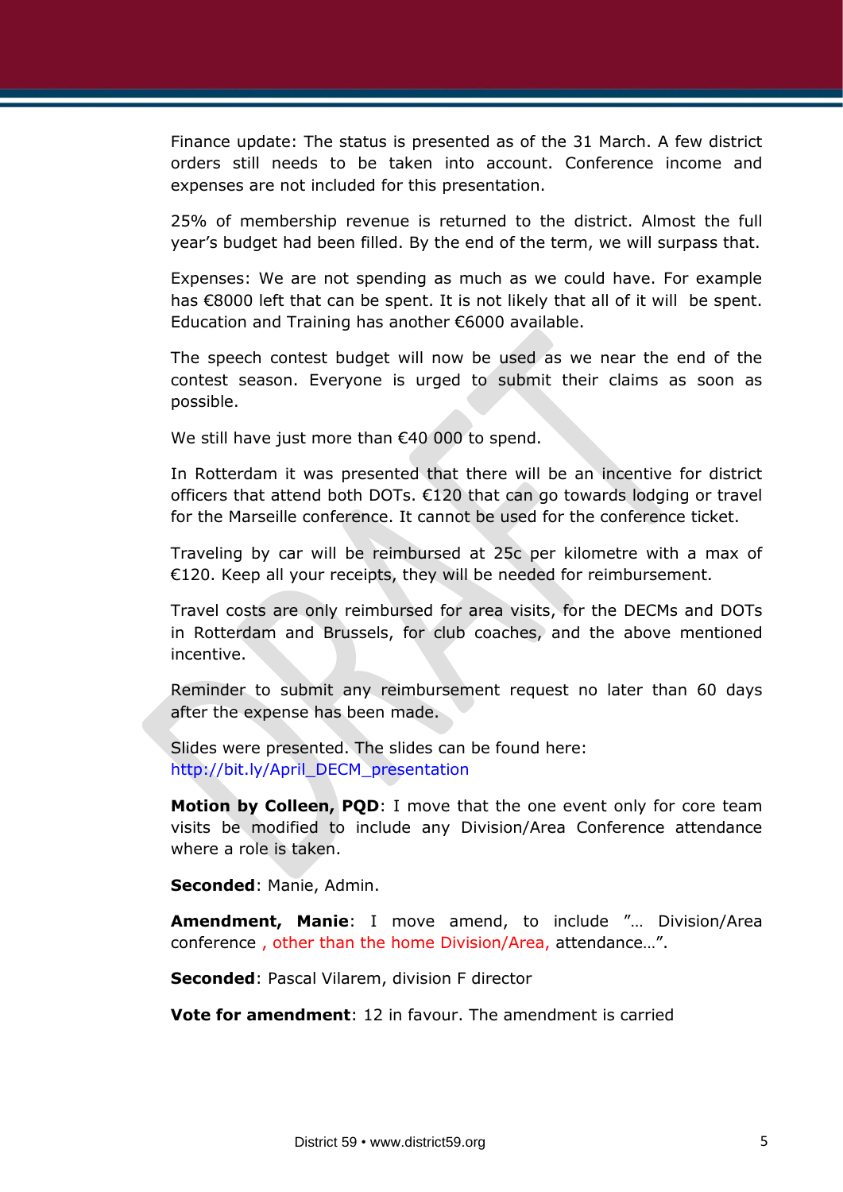Finance update: The status is presented as of the 31 March. A few district orders still needs to be taken into account. Conference income and expenses are not included for this presentation.

25% of membership revenue is returned to the district. Almost the full year's budget had been filled. By the end of the term, we will surpass that.

Expenses: We are not spending as much as we could have. For example has €8000 left that can be spent. It is not likely that all of it will be spent. Education and Training has another €6000 available.

The speech contest budget will now be used as we near the end of the contest season. Everyone is urged to submit their claims as soon as possible.

We still have just more than €40 000 to spend.

In Rotterdam it was presented that there will be an incentive for district officers that attend both DOTs. €120 that can go towards lodging or travel for the Marseille conference. It cannot be used for the conference ticket.

Traveling by car will be reimbursed at 25c per kilometre with a max of €120. Keep all your receipts, they will be needed for reimbursement.

Travel costs are only reimbursed for area visits, for the DECMs and DOTs in Rotterdam and Brussels, for club coaches, and the above mentioned incentive.

Reminder to submit any reimbursement request no later than 60 days after the expense has been made.

Slides were presented. The slides can be found here: http://bit.ly/April_DECM_presentation

**Motion by Colleen, PQD**: I move that the one event only for core team visits be modified to include any Division/Area Conference attendance where a role is taken.

**Seconded**: Manie, Admin.

**Amendment, Manie**: I move amend, to include "… Division/Area conference , other than the home Division/Area, attendance…".

**Seconded**: Pascal Vilarem, division F director

**Vote for amendment**: 12 in favour. The amendment is carried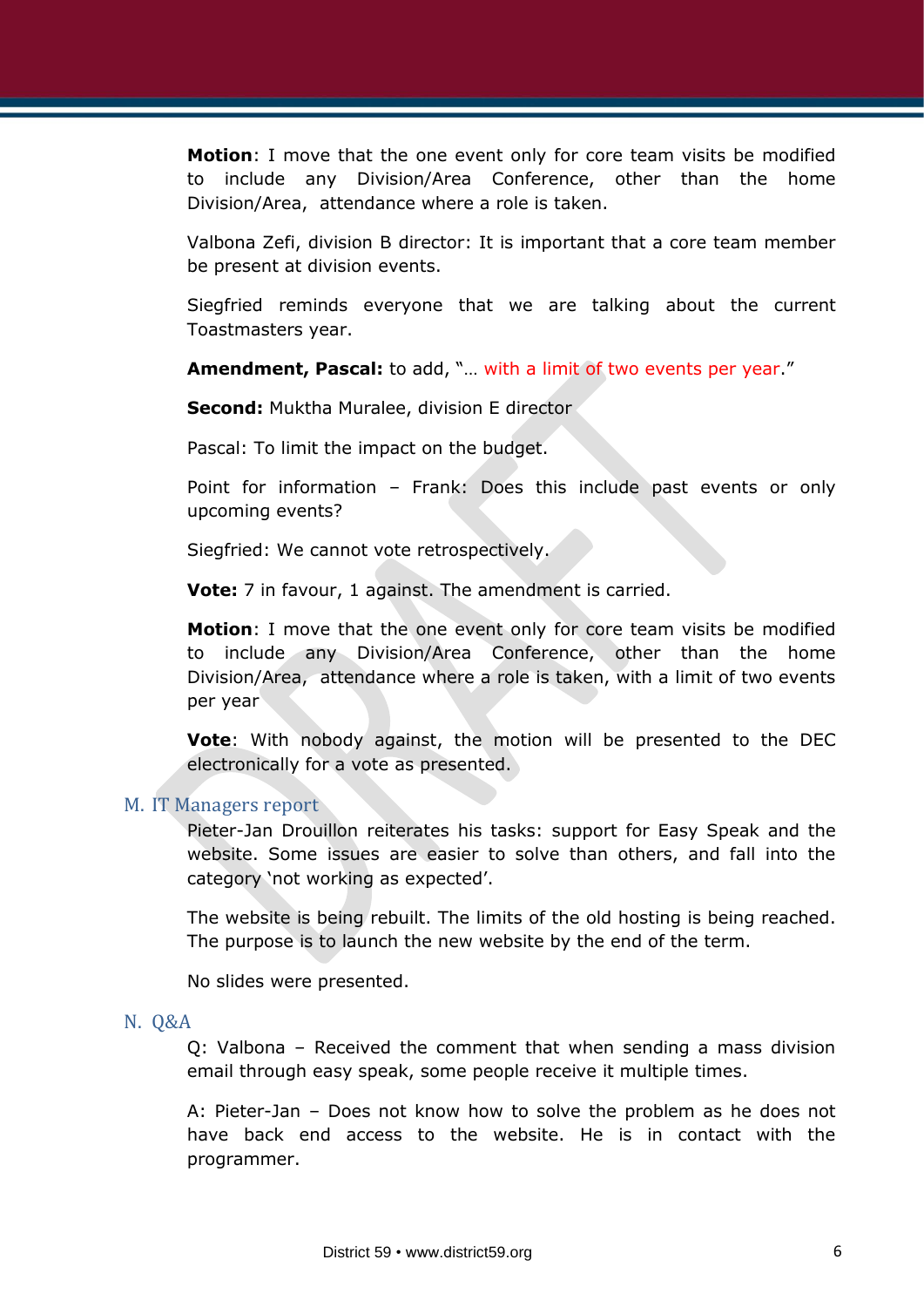**Motion**: I move that the one event only for core team visits be modified to include any Division/Area Conference, other than the home Division/Area, attendance where a role is taken.

Valbona Zefi, division B director: It is important that a core team member be present at division events.

Siegfried reminds everyone that we are talking about the current Toastmasters year.

**Amendment, Pascal:** to add, "… with a limit of two events per year."

**Second:** Muktha Muralee, division E director

Pascal: To limit the impact on the budget.

Point for information – Frank: Does this include past events or only upcoming events?

Siegfried: We cannot vote retrospectively.

**Vote:** 7 in favour, 1 against. The amendment is carried.

**Motion**: I move that the one event only for core team visits be modified to include any Division/Area Conference, other than the home Division/Area, attendance where a role is taken, with a limit of two events per year

**Vote**: With nobody against, the motion will be presented to the DEC electronically for a vote as presented.

## M. IT Managers report

Pieter-Jan Drouillon reiterates his tasks: support for Easy Speak and the website. Some issues are easier to solve than others, and fall into the category 'not working as expected'.

The website is being rebuilt. The limits of the old hosting is being reached. The purpose is to launch the new website by the end of the term.

No slides were presented.

## N. Q&A

Q: Valbona – Received the comment that when sending a mass division email through easy speak, some people receive it multiple times.

A: Pieter-Jan – Does not know how to solve the problem as he does not have back end access to the website. He is in contact with the programmer.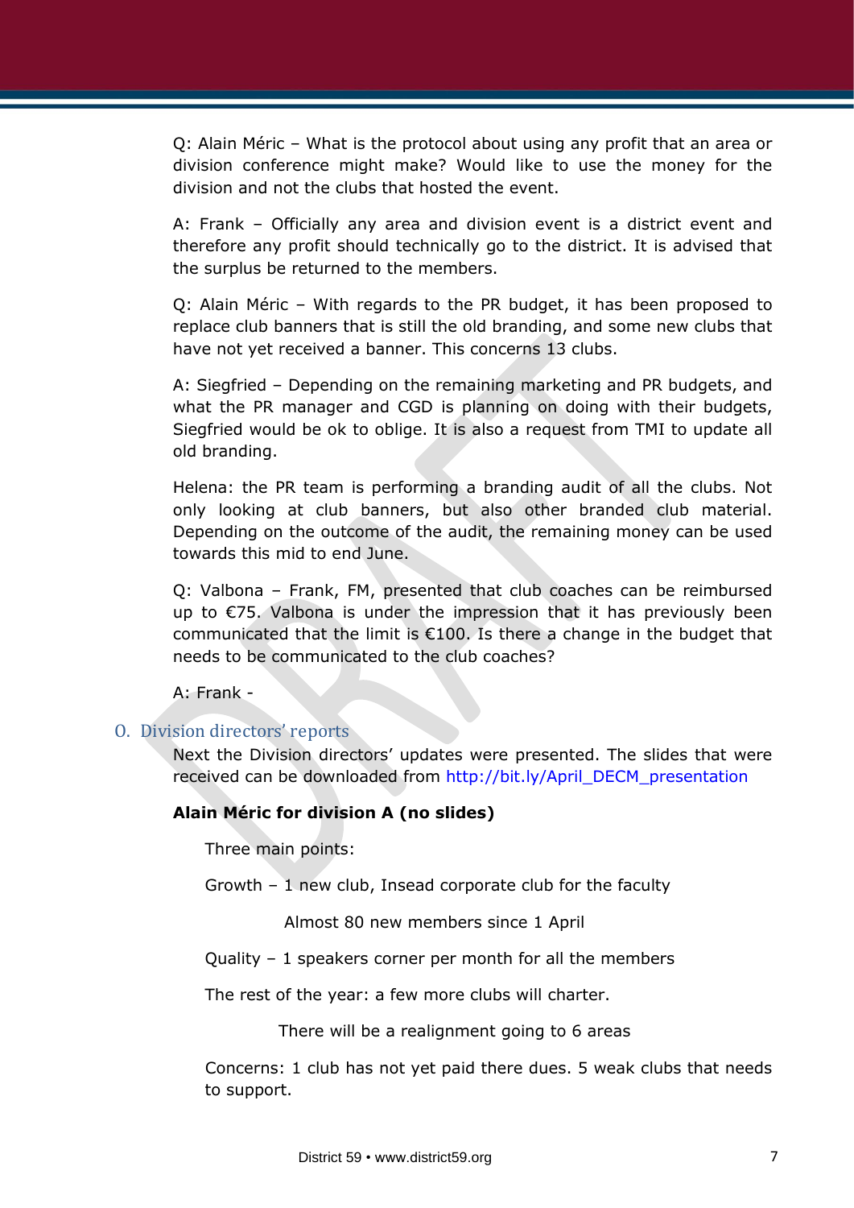Q: Alain Méric – What is the protocol about using any profit that an area or division conference might make? Would like to use the money for the division and not the clubs that hosted the event.

A: Frank – Officially any area and division event is a district event and therefore any profit should technically go to the district. It is advised that the surplus be returned to the members.

Q: Alain Méric – With regards to the PR budget, it has been proposed to replace club banners that is still the old branding, and some new clubs that have not yet received a banner. This concerns 13 clubs.

A: Siegfried – Depending on the remaining marketing and PR budgets, and what the PR manager and CGD is planning on doing with their budgets, Siegfried would be ok to oblige. It is also a request from TMI to update all old branding.

Helena: the PR team is performing a branding audit of all the clubs. Not only looking at club banners, but also other branded club material. Depending on the outcome of the audit, the remaining money can be used towards this mid to end June.

Q: Valbona – Frank, FM, presented that club coaches can be reimbursed up to €75. Valbona is under the impression that it has previously been communicated that the limit is €100. Is there a change in the budget that needs to be communicated to the club coaches?

A: Frank -

## O. Division directors' reports

Next the Division directors' updates were presented. The slides that were received can be downloaded from http://bit.ly/April_DECM_presentation

**Alain Méric for division A (no slides)**

Three main points:

Growth – 1 new club, Insead corporate club for the faculty

Almost 80 new members since 1 April

Quality – 1 speakers corner per month for all the members

The rest of the year: a few more clubs will charter.

There will be a realignment going to 6 areas

Concerns: 1 club has not yet paid there dues. 5 weak clubs that needs to support.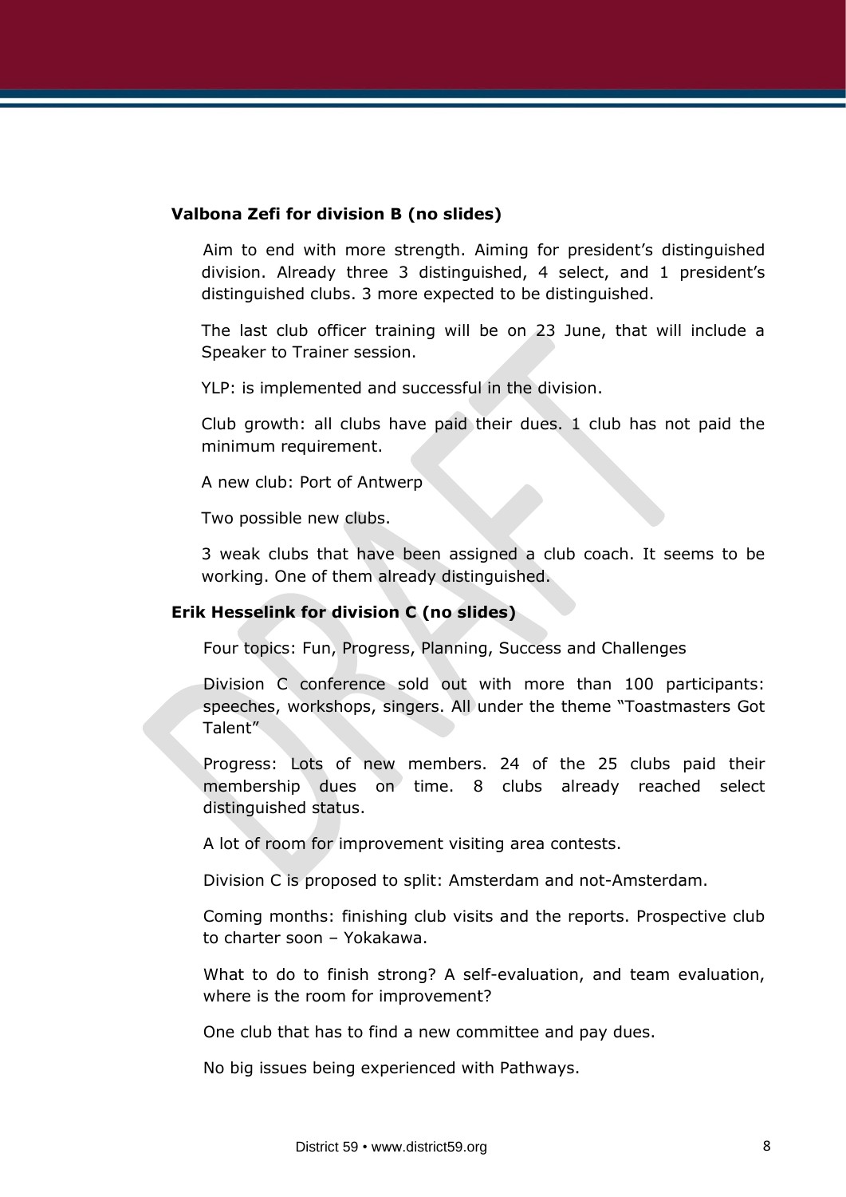**Valbona Zefi for division B (no slides)**

Aim to end with more strength. Aiming for president's distinguished division. Already three 3 distinguished, 4 select, and 1 president's distinguished clubs. 3 more expected to be distinguished.

The last club officer training will be on 23 June, that will include a Speaker to Trainer session.

YLP: is implemented and successful in the division.

Club growth: all clubs have paid their dues. 1 club has not paid the minimum requirement.

A new club: Port of Antwerp

Two possible new clubs.

3 weak clubs that have been assigned a club coach. It seems to be working. One of them already distinguished.

**Erik Hesselink for division C (no slides)**

Four topics: Fun, Progress, Planning, Success and Challenges

Division C conference sold out with more than 100 participants: speeches, workshops, singers. All under the theme "Toastmasters Got Talent"

Progress: Lots of new members. 24 of the 25 clubs paid their membership dues on time. 8 clubs already reached select distinguished status.

A lot of room for improvement visiting area contests.

Division C is proposed to split: Amsterdam and not-Amsterdam.

Coming months: finishing club visits and the reports. Prospective club to charter soon – Yokakawa.

What to do to finish strong? A self-evaluation, and team evaluation, where is the room for improvement?

One club that has to find a new committee and pay dues.

No big issues being experienced with Pathways.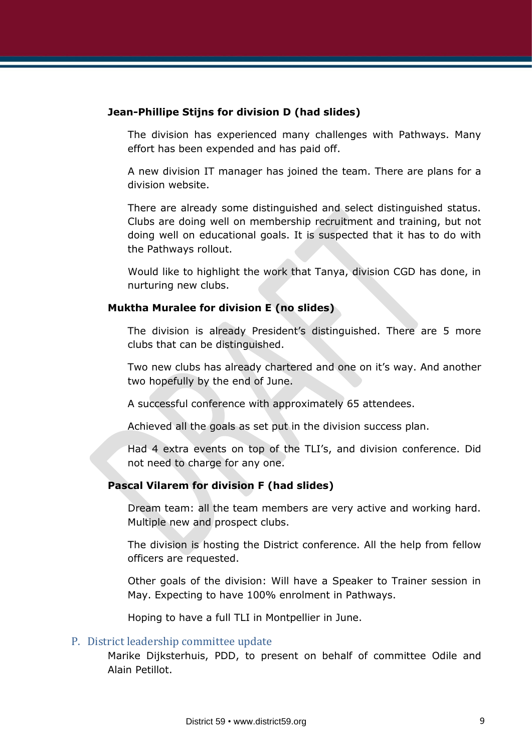**Jean-Phillipe Stijns for division D (had slides)**

The division has experienced many challenges with Pathways. Many effort has been expended and has paid off.

A new division IT manager has joined the team. There are plans for a division website.

There are already some distinguished and select distinguished status. Clubs are doing well on membership recruitment and training, but not doing well on educational goals. It is suspected that it has to do with the Pathways rollout.

Would like to highlight the work that Tanya, division CGD has done, in nurturing new clubs.

**Muktha Muralee for division E (no slides)**

The division is already President's distinguished. There are 5 more clubs that can be distinguished.

Two new clubs has already chartered and one on it's way. And another two hopefully by the end of June.

A successful conference with approximately 65 attendees.

Achieved all the goals as set put in the division success plan.

Had 4 extra events on top of the TLI's, and division conference. Did not need to charge for any one.

**Pascal Vilarem for division F (had slides)**

Dream team: all the team members are very active and working hard. Multiple new and prospect clubs.

The division is hosting the District conference. All the help from fellow officers are requested.

Other goals of the division: Will have a Speaker to Trainer session in May. Expecting to have 100% enrolment in Pathways.

Hoping to have a full TLI in Montpellier in June.

## P. District leadership committee update

Marike Dijksterhuis, PDD, to present on behalf of committee Odile and Alain Petillot.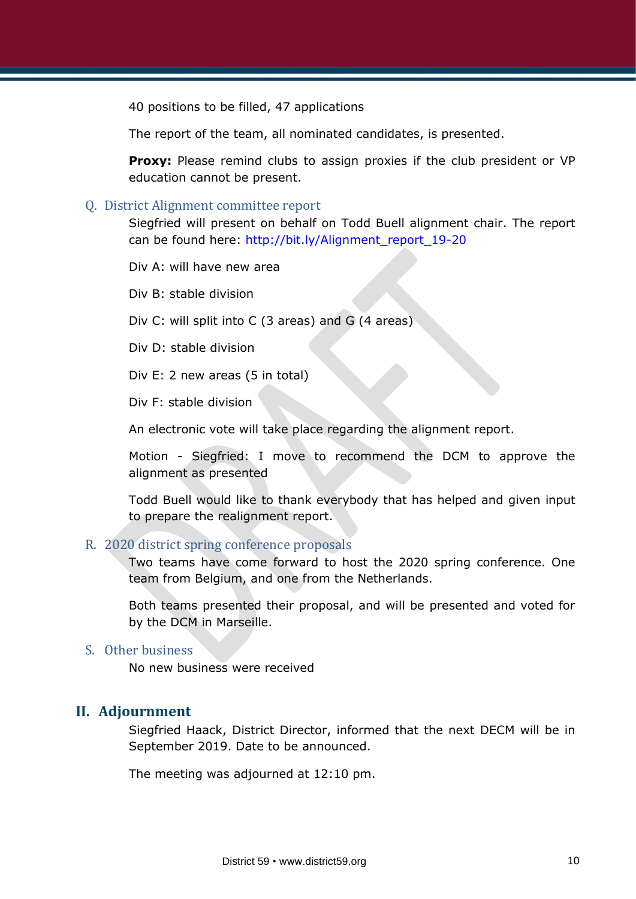40 positions to be filled, 47 applications

The report of the team, all nominated candidates, is presented.

**Proxy:** Please remind clubs to assign proxies if the club president or VP education cannot be present.

### Q. District Alignment committee report

Siegfried will present on behalf on Todd Buell alignment chair. The report can be found here: http://bit.ly/Alignment_report_19-20

Div A: will have new area

Div B: stable division

Div C: will split into C (3 areas) and G (4 areas)

Div D: stable division

Div E: 2 new areas (5 in total)

Div F: stable division

An electronic vote will take place regarding the alignment report.

Motion - Siegfried: I move to recommend the DCM to approve the alignment as presented

Todd Buell would like to thank everybody that has helped and given input to prepare the realignment report.

### R. 2020 district spring conference proposals

Two teams have come forward to host the 2020 spring conference. One team from Belgium, and one from the Netherlands.

Both teams presented their proposal, and will be presented and voted for by the DCM in Marseille.

### S. Other business

No new business were received

## II. Adjournment

Siegfried Haack, District Director, informed that the next DECM will be in September 2019. Date to be announced.

The meeting was adjourned at 12:10 pm.